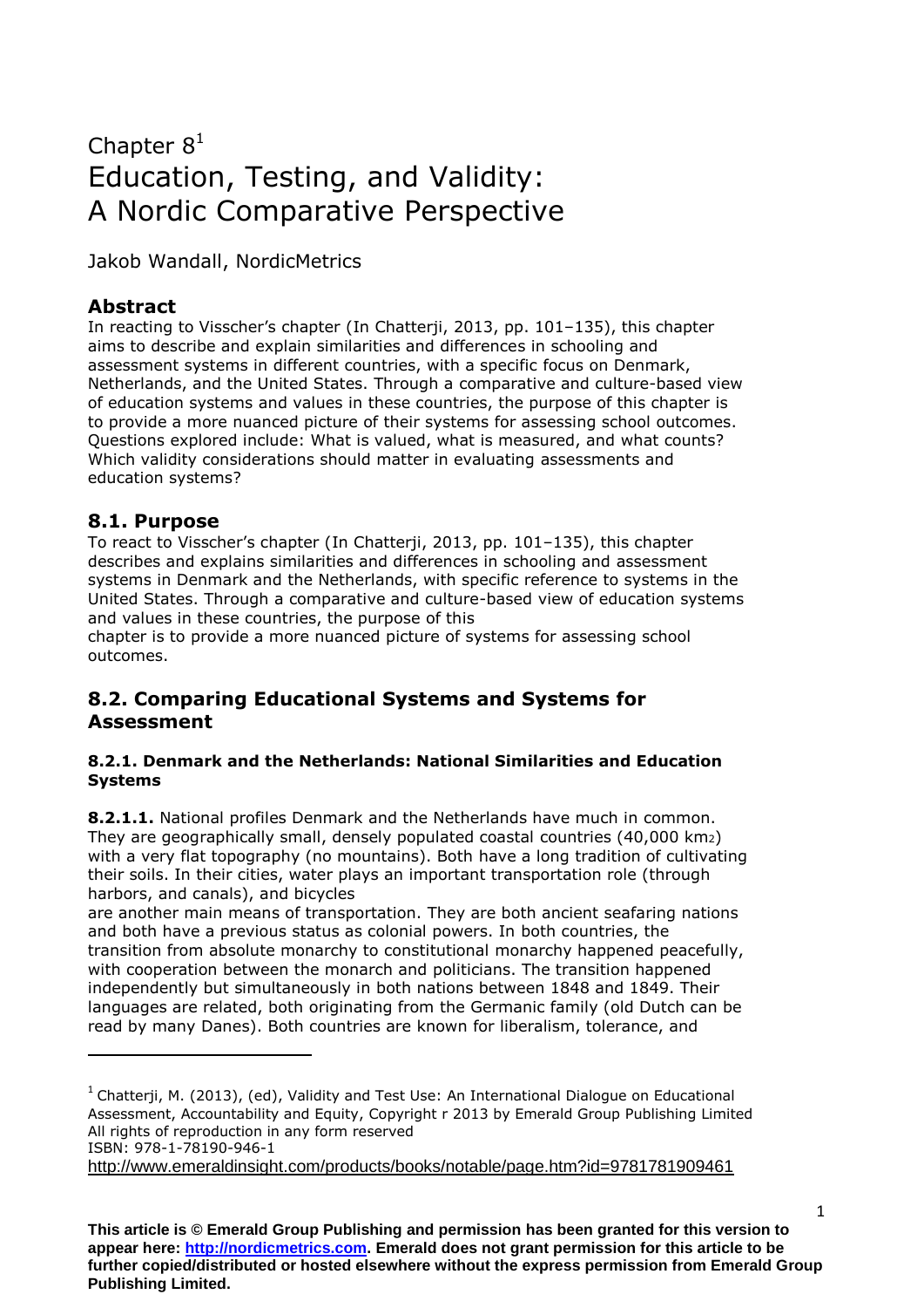# Chapter 8[1]

# Education, Testing, and Validity: A Nordic Comparative Perspective

Jakob Wandall, NordicMetrics

## Abstract

In reacting to Visscher's chapter (In Chatterji, 2013, pp. 101–135), this chapter aims to describe and explain similarities and differences in schooling and assessment systems in different countries, with a specific focus on Denmark, Netherlands, and the United States. Through a comparative and culture-based view of education systems and values in these countries, the purpose of this chapter is to provide a more nuanced picture of their systems for assessing school outcomes. Questions explored include: What is valued, what is measured, and what counts? Which validity considerations should matter in evaluating assessments and education systems?

## 8.1. Purpose

To react to Visscher's chapter (In Chatterji, 2013, pp. 101–135), this chapter describes and explains similarities and differences in schooling and assessment systems in Denmark and the Netherlands, with specific reference to systems in the United States. Through a comparative and culture-based view of education systems and values in these countries, the purpose of this chapter is to provide a more nuanced picture of systems for assessing school outcomes.

## 8.2. Comparing Educational Systems and Systems for Assessment

### 8.2.1. Denmark and the Netherlands: National Similarities and Education Systems

**8.2.1.1.** National profiles Denmark and the Netherlands have much in common. They are geographically small, densely populated coastal countries (40,000 $km^2$) with a very flat topography (no mountains). Both have a long tradition of cultivating their soils. In their cities, water plays an important transportation role (through harbors, and canals), and bicycles are another main means of transportation. They are both ancient seafaring nations and both have a previous status as colonial powers. In both countries, the transition from absolute monarchy to constitutional monarchy happened peacefully, with cooperation between the monarch and politicians. The transition happened independently but simultaneously in both nations between 1848 and 1849. Their languages are related, both originating from the Germanic family (old Dutch can be read by many Danes). Both countries are known for liberalism, tolerance, and

---

[1] Chatterji, M. (2013), (ed), Validity and Test Use: An International Dialogue on Educational Assessment, Accountability and Equity, Copyright r 2013 by Emerald Group Publishing Limited All rights of reproduction in any form reserved
ISBN: 978-1-78190-946-1
http://www.emeraldinsight.com/products/books/notable/page.htm?id=9781781909461

**This article is © Emerald Group Publishing and permission has been granted for this version to appear here: http://nordicmetrics.com. Emerald does not grant permission for this article to be further copied/distributed or hosted elsewhere without the express permission from Emerald Group Publishing Limited.**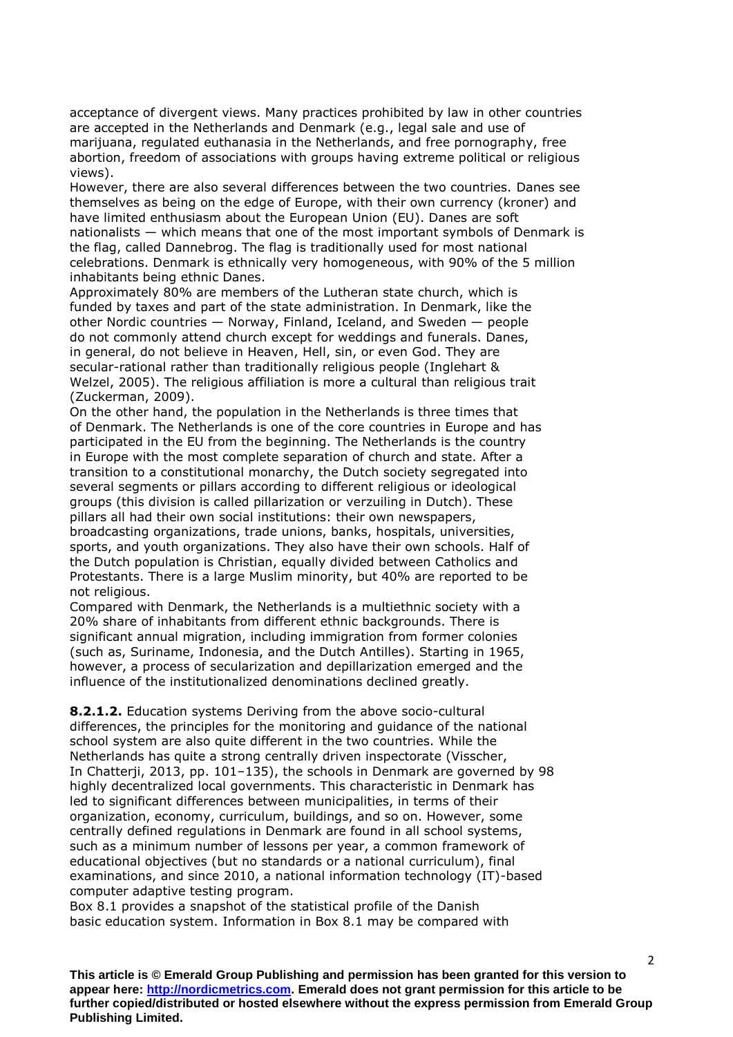acceptance of divergent views. Many practices prohibited by law in other countries are accepted in the Netherlands and Denmark (e.g., legal sale and use of marijuana, regulated euthanasia in the Netherlands, and free pornography, free abortion, freedom of associations with groups having extreme political or religious views).

However, there are also several differences between the two countries. Danes see themselves as being on the edge of Europe, with their own currency (kroner) and have limited enthusiasm about the European Union (EU). Danes are soft nationalists — which means that one of the most important symbols of Denmark is the flag, called Dannebrog. The flag is traditionally used for most national celebrations. Denmark is ethnically very homogeneous, with 90% of the 5 million inhabitants being ethnic Danes.

Approximately 80% are members of the Lutheran state church, which is funded by taxes and part of the state administration. In Denmark, like the other Nordic countries — Norway, Finland, Iceland, and Sweden — people do not commonly attend church except for weddings and funerals. Danes, in general, do not believe in Heaven, Hell, sin, or even God. They are secular-rational rather than traditionally religious people (Inglehart & Welzel, 2005). The religious affiliation is more a cultural than religious trait (Zuckerman, 2009).

On the other hand, the population in the Netherlands is three times that of Denmark. The Netherlands is one of the core countries in Europe and has participated in the EU from the beginning. The Netherlands is the country in Europe with the most complete separation of church and state. After a transition to a constitutional monarchy, the Dutch society segregated into several segments or pillars according to different religious or ideological groups (this division is called pillarization or verzuiling in Dutch). These pillars all had their own social institutions: their own newspapers, broadcasting organizations, trade unions, banks, hospitals, universities, sports, and youth organizations. They also have their own schools. Half of the Dutch population is Christian, equally divided between Catholics and Protestants. There is a large Muslim minority, but 40% are reported to be not religious.

Compared with Denmark, the Netherlands is a multiethnic society with a 20% share of inhabitants from different ethnic backgrounds. There is significant annual migration, including immigration from former colonies (such as, Suriname, Indonesia, and the Dutch Antilles). Starting in 1965, however, a process of secularization and depillarization emerged and the influence of the institutionalized denominations declined greatly.

**8.2.1.2.** Education systems Deriving from the above socio-cultural differences, the principles for the monitoring and guidance of the national school system are also quite different in the two countries. While the Netherlands has quite a strong centrally driven inspectorate (Visscher, In Chatterji, 2013, pp. 101–135), the schools in Denmark are governed by 98 highly decentralized local governments. This characteristic in Denmark has led to significant differences between municipalities, in terms of their organization, economy, curriculum, buildings, and so on. However, some centrally defined regulations in Denmark are found in all school systems, such as a minimum number of lessons per year, a common framework of educational objectives (but no standards or a national curriculum), final examinations, and since 2010, a national information technology (IT)-based computer adaptive testing program.

Box 8.1 provides a snapshot of the statistical profile of the Danish basic education system. Information in Box 8.1 may be compared with

**This article is © Emerald Group Publishing and permission has been granted for this version to appear here: http://nordicmetrics.com. Emerald does not grant permission for this article to be further copied/distributed or hosted elsewhere without the express permission from Emerald Group Publishing Limited.**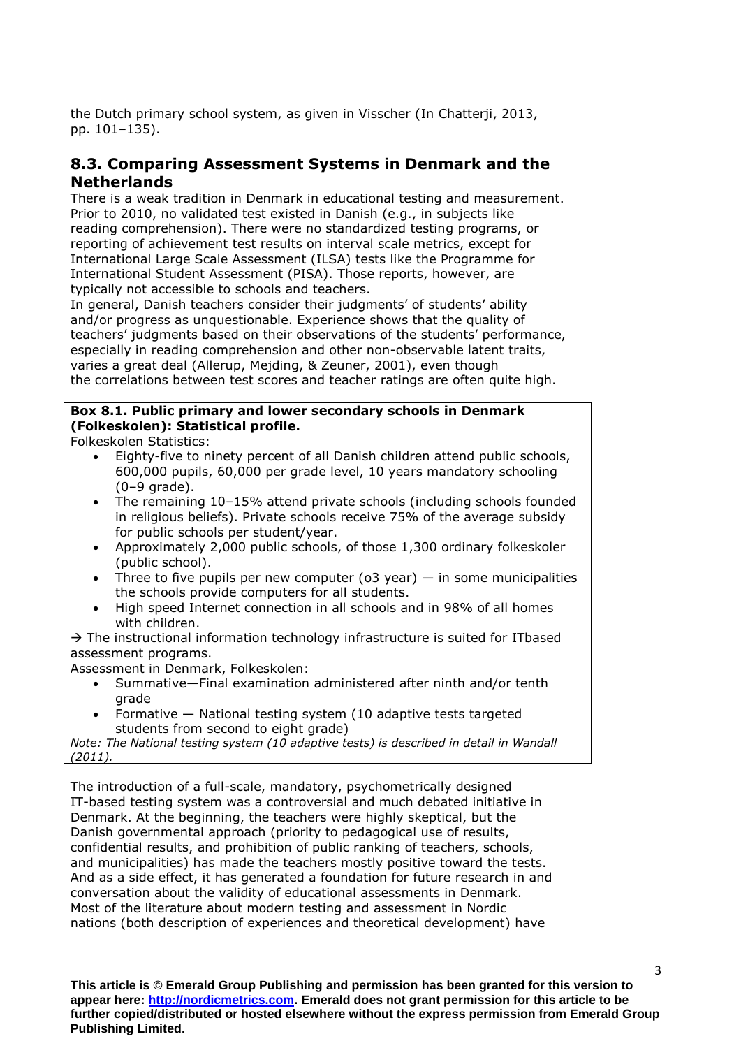the Dutch primary school system, as given in Visscher (In Chatterji, 2013, pp. 101–135).

## 8.3. Comparing Assessment Systems in Denmark and the Netherlands

There is a weak tradition in Denmark in educational testing and measurement. Prior to 2010, no validated test existed in Danish (e.g., in subjects like reading comprehension). There were no standardized testing programs, or reporting of achievement test results on interval scale metrics, except for International Large Scale Assessment (ILSA) tests like the Programme for International Student Assessment (PISA). Those reports, however, are typically not accessible to schools and teachers.

In general, Danish teachers consider their judgments' of students' ability and/or progress as unquestionable. Experience shows that the quality of teachers' judgments based on their observations of the students' performance, especially in reading comprehension and other non-observable latent traits, varies a great deal (Allerup, Mejding, & Zeuner, 2001), even though the correlations between test scores and teacher ratings are often quite high.

**Box 8.1. Public primary and lower secondary schools in Denmark (Folkeskolen): Statistical profile.**

Folkeskolen Statistics:

- Eighty-five to ninety percent of all Danish children attend public schools, 600,000 pupils, 60,000 per grade level, 10 years mandatory schooling (0–9 grade).
- The remaining 10–15% attend private schools (including schools founded in religious beliefs). Private schools receive 75% of the average subsidy for public schools per student/year.
- Approximately 2,000 public schools, of those 1,300 ordinary folkeskoler (public school).
- Three to five pupils per new computer (o3 year) — in some municipalities the schools provide computers for all students.
- High speed Internet connection in all schools and in 98% of all homes with children.

→ The instructional information technology infrastructure is suited for ITbased assessment programs.

Assessment in Denmark, Folkeskolen:

- Summative—Final examination administered after ninth and/or tenth grade
- Formative — National testing system (10 adaptive tests targeted students from second to eight grade)

*Note: The National testing system (10 adaptive tests) is described in detail in Wandall (2011).*

The introduction of a full-scale, mandatory, psychometrically designed IT-based testing system was a controversial and much debated initiative in Denmark. At the beginning, the teachers were highly skeptical, but the Danish governmental approach (priority to pedagogical use of results, confidential results, and prohibition of public ranking of teachers, schools, and municipalities) has made the teachers mostly positive toward the tests. And as a side effect, it has generated a foundation for future research in and conversation about the validity of educational assessments in Denmark. Most of the literature about modern testing and assessment in Nordic nations (both description of experiences and theoretical development) have

**This article is © Emerald Group Publishing and permission has been granted for this version to appear here: [http://nordicmetrics.com](http://nordicmetrics.com). Emerald does not grant permission for this article to be further copied/distributed or hosted elsewhere without the express permission from Emerald Group Publishing Limited.**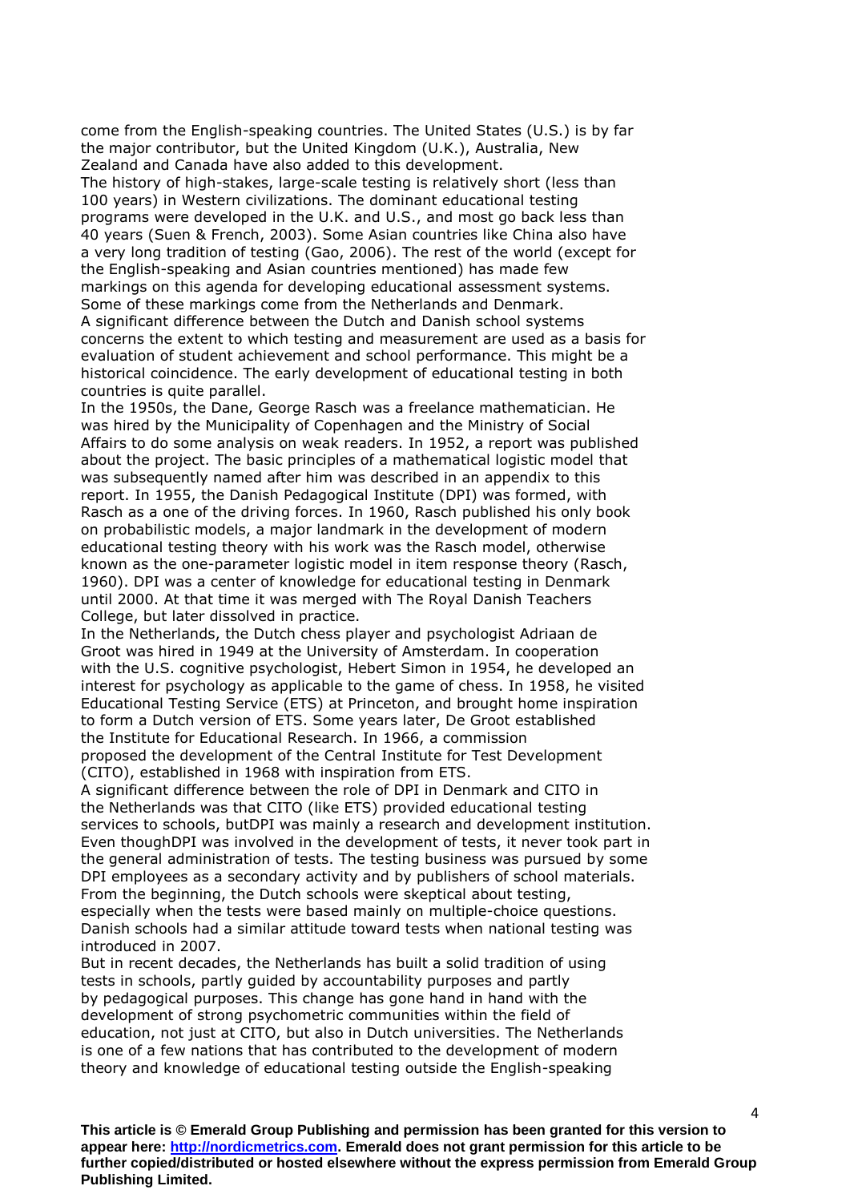come from the English-speaking countries. The United States (U.S.) is by far the major contributor, but the United Kingdom (U.K.), Australia, New Zealand and Canada have also added to this development.

The history of high-stakes, large-scale testing is relatively short (less than 100 years) in Western civilizations. The dominant educational testing programs were developed in the U.K. and U.S., and most go back less than 40 years (Suen & French, 2003). Some Asian countries like China also have a very long tradition of testing (Gao, 2006). The rest of the world (except for the English-speaking and Asian countries mentioned) has made few markings on this agenda for developing educational assessment systems. Some of these markings come from the Netherlands and Denmark.

A significant difference between the Dutch and Danish school systems concerns the extent to which testing and measurement are used as a basis for evaluation of student achievement and school performance. This might be a historical coincidence. The early development of educational testing in both countries is quite parallel.

In the 1950s, the Dane, George Rasch was a freelance mathematician. He was hired by the Municipality of Copenhagen and the Ministry of Social Affairs to do some analysis on weak readers. In 1952, a report was published about the project. The basic principles of a mathematical logistic model that was subsequently named after him was described in an appendix to this report. In 1955, the Danish Pedagogical Institute (DPI) was formed, with Rasch as a one of the driving forces. In 1960, Rasch published his only book on probabilistic models, a major landmark in the development of modern educational testing theory with his work was the Rasch model, otherwise known as the one-parameter logistic model in item response theory (Rasch, 1960). DPI was a center of knowledge for educational testing in Denmark until 2000. At that time it was merged with The Royal Danish Teachers College, but later dissolved in practice.

In the Netherlands, the Dutch chess player and psychologist Adriaan de Groot was hired in 1949 at the University of Amsterdam. In cooperation with the U.S. cognitive psychologist, Hebert Simon in 1954, he developed an interest for psychology as applicable to the game of chess. In 1958, he visited Educational Testing Service (ETS) at Princeton, and brought home inspiration to form a Dutch version of ETS. Some years later, De Groot established the Institute for Educational Research. In 1966, a commission proposed the development of the Central Institute for Test Development (CITO), established in 1968 with inspiration from ETS.

A significant difference between the role of DPI in Denmark and CITO in the Netherlands was that CITO (like ETS) provided educational testing services to schools, butDPI was mainly a research and development institution. Even thoughDPI was involved in the development of tests, it never took part in the general administration of tests. The testing business was pursued by some DPI employees as a secondary activity and by publishers of school materials. From the beginning, the Dutch schools were skeptical about testing, especially when the tests were based mainly on multiple-choice questions. Danish schools had a similar attitude toward tests when national testing was introduced in 2007.

But in recent decades, the Netherlands has built a solid tradition of using tests in schools, partly guided by accountability purposes and partly by pedagogical purposes. This change has gone hand in hand with the development of strong psychometric communities within the field of education, not just at CITO, but also in Dutch universities. The Netherlands is one of a few nations that has contributed to the development of modern theory and knowledge of educational testing outside the English-speaking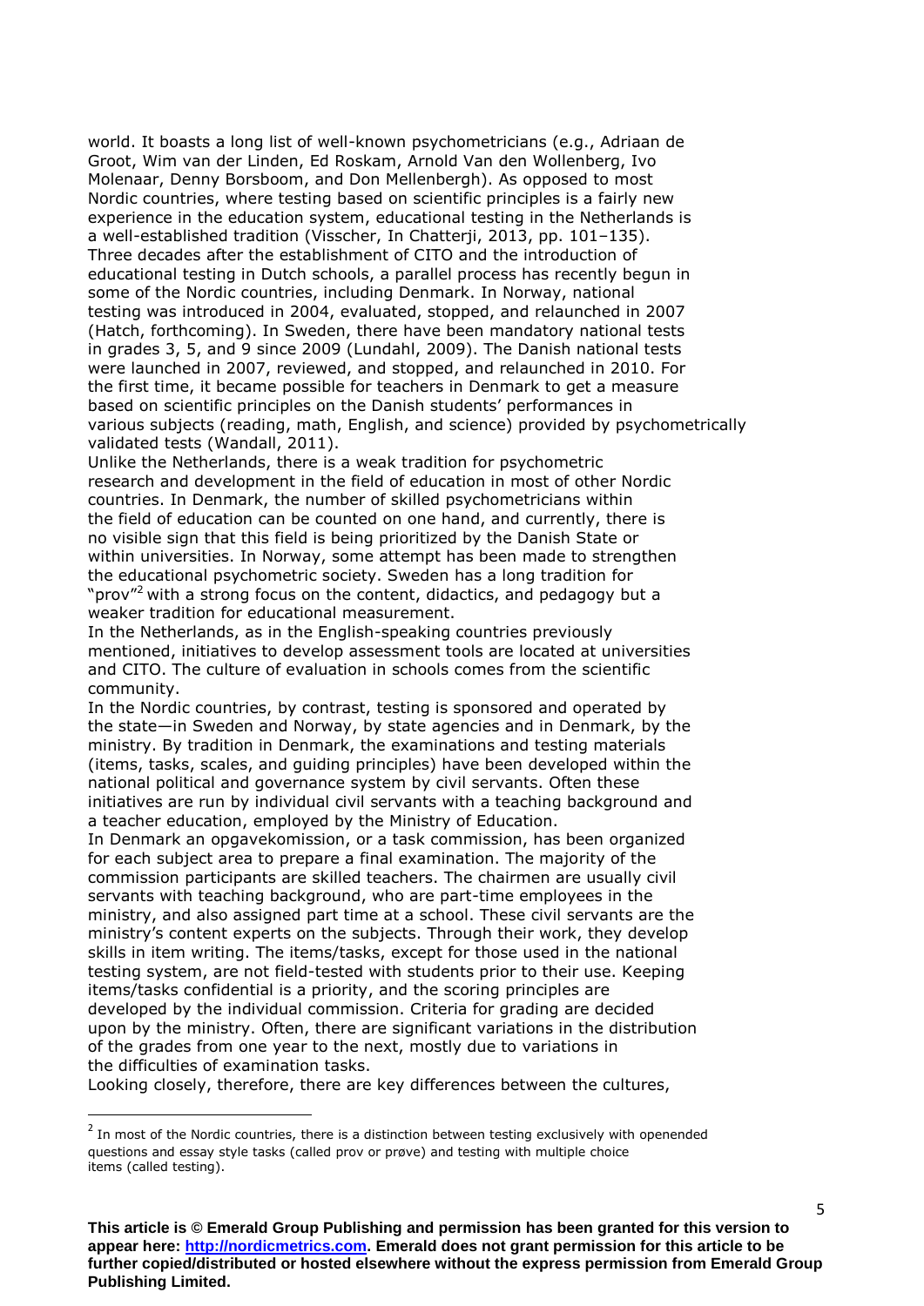world. It boasts a long list of well-known psychometricians (e.g., Adriaan de Groot, Wim van der Linden, Ed Roskam, Arnold Van den Wollenberg, Ivo Molenaar, Denny Borsboom, and Don Mellenbergh). As opposed to most Nordic countries, where testing based on scientific principles is a fairly new experience in the education system, educational testing in the Netherlands is a well-established tradition (Visscher, In Chatterji, 2013, pp. 101–135). Three decades after the establishment of CITO and the introduction of educational testing in Dutch schools, a parallel process has recently begun in some of the Nordic countries, including Denmark. In Norway, national testing was introduced in 2004, evaluated, stopped, and relaunched in 2007 (Hatch, forthcoming). In Sweden, there have been mandatory national tests in grades 3, 5, and 9 since 2009 (Lundahl, 2009). The Danish national tests were launched in 2007, reviewed, and stopped, and relaunched in 2010. For the first time, it became possible for teachers in Denmark to get a measure based on scientific principles on the Danish students' performances in various subjects (reading, math, English, and science) provided by psychometrically validated tests (Wandall, 2011).

Unlike the Netherlands, there is a weak tradition for psychometric research and development in the field of education in most of other Nordic countries. In Denmark, the number of skilled psychometricians within the field of education can be counted on one hand, and currently, there is no visible sign that this field is being prioritized by the Danish State or within universities. In Norway, some attempt has been made to strengthen the educational psychometric society. Sweden has a long tradition for "prov"[2] with a strong focus on the content, didactics, and pedagogy but a weaker tradition for educational measurement.

In the Netherlands, as in the English-speaking countries previously mentioned, initiatives to develop assessment tools are located at universities and CITO. The culture of evaluation in schools comes from the scientific community.

In the Nordic countries, by contrast, testing is sponsored and operated by the state—in Sweden and Norway, by state agencies and in Denmark, by the ministry. By tradition in Denmark, the examinations and testing materials (items, tasks, scales, and guiding principles) have been developed within the national political and governance system by civil servants. Often these initiatives are run by individual civil servants with a teaching background and a teacher education, employed by the Ministry of Education.

In Denmark an opgavekomission, or a task commission, has been organized for each subject area to prepare a final examination. The majority of the commission participants are skilled teachers. The chairmen are usually civil servants with teaching background, who are part-time employees in the ministry, and also assigned part time at a school. These civil servants are the ministry's content experts on the subjects. Through their work, they develop skills in item writing. The items/tasks, except for those used in the national testing system, are not field-tested with students prior to their use. Keeping items/tasks confidential is a priority, and the scoring principles are developed by the individual commission. Criteria for grading are decided upon by the ministry. Often, there are significant variations in the distribution of the grades from one year to the next, mostly due to variations in the difficulties of examination tasks.

Looking closely, therefore, there are key differences between the cultures,

[2] In most of the Nordic countries, there is a distinction between testing exclusively with openended questions and essay style tasks (called prov or prøve) and testing with multiple choice items (called testing).

**This article is © Emerald Group Publishing and permission has been granted for this version to appear here: http://nordicmetrics.com. Emerald does not grant permission for this article to be further copied/distributed or hosted elsewhere without the express permission from Emerald Group Publishing Limited.**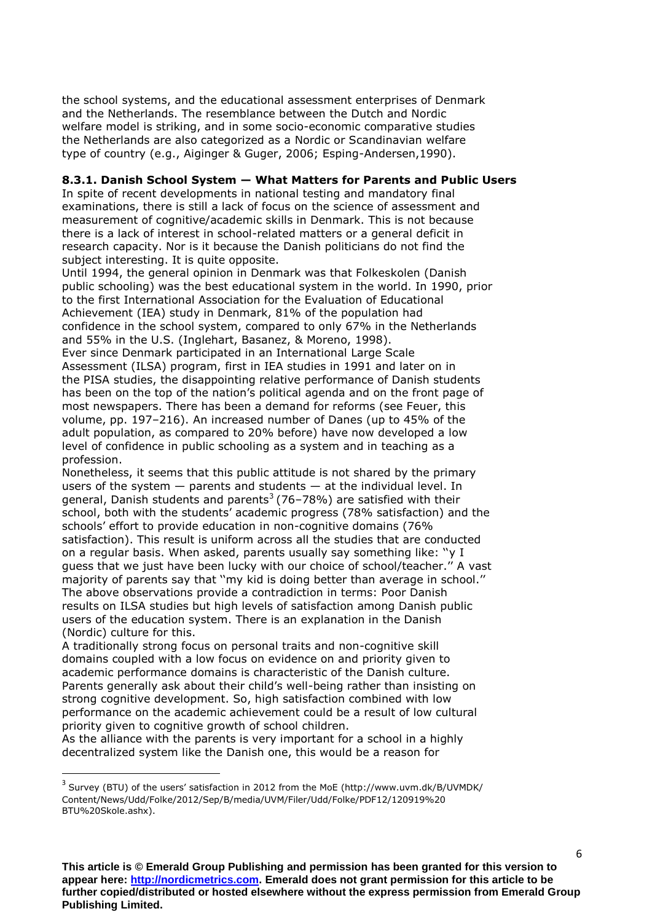the school systems, and the educational assessment enterprises of Denmark and the Netherlands. The resemblance between the Dutch and Nordic welfare model is striking, and in some socio-economic comparative studies the Netherlands are also categorized as a Nordic or Scandinavian welfare type of country (e.g., Aiginger & Guger, 2006; Esping-Andersen,1990).

### 8.3.1. Danish School System — What Matters for Parents and Public Users

In spite of recent developments in national testing and mandatory final examinations, there is still a lack of focus on the science of assessment and measurement of cognitive/academic skills in Denmark. This is not because there is a lack of interest in school-related matters or a general deficit in research capacity. Nor is it because the Danish politicians do not find the subject interesting. It is quite opposite.

Until 1994, the general opinion in Denmark was that Folkeskolen (Danish public schooling) was the best educational system in the world. In 1990, prior to the first International Association for the Evaluation of Educational Achievement (IEA) study in Denmark, 81% of the population had confidence in the school system, compared to only 67% in the Netherlands and 55% in the U.S. (Inglehart, Basanez, & Moreno, 1998).

Ever since Denmark participated in an International Large Scale Assessment (ILSA) program, first in IEA studies in 1991 and later on in the PISA studies, the disappointing relative performance of Danish students has been on the top of the nation's political agenda and on the front page of most newspapers. There has been a demand for reforms (see Feuer, this volume, pp. 197–216). An increased number of Danes (up to 45% of the adult population, as compared to 20% before) have now developed a low level of confidence in public schooling as a system and in teaching as a profession.

Nonetheless, it seems that this public attitude is not shared by the primary users of the system — parents and students — at the individual level. In general, Danish students and parents[3] (76–78%) are satisfied with their school, both with the students' academic progress (78% satisfaction) and the schools' effort to provide education in non-cognitive domains (76% satisfaction). This result is uniform across all the studies that are conducted on a regular basis. When asked, parents usually say something like: ''y I guess that we just have been lucky with our choice of school/teacher.'' A vast majority of parents say that ''my kid is doing better than average in school.''

The above observations provide a contradiction in terms: Poor Danish results on ILSA studies but high levels of satisfaction among Danish public users of the education system. There is an explanation in the Danish (Nordic) culture for this.

A traditionally strong focus on personal traits and non-cognitive skill domains coupled with a low focus on evidence on and priority given to academic performance domains is characteristic of the Danish culture. Parents generally ask about their child's well-being rather than insisting on strong cognitive development. So, high satisfaction combined with low performance on the academic achievement could be a result of low cultural priority given to cognitive growth of school children.

As the alliance with the parents is very important for a school in a highly decentralized system like the Danish one, this would be a reason for

[3] Survey (BTU) of the users' satisfaction in 2012 from the MoE (http://www.uvm.dk/B/UVMDK/Content/News/Udd/Folke/2012/Sep/B/media/UVM/Filer/Udd/Folke/PDF12/120919%20BTU%20Skole.ashx).

**This article is © Emerald Group Publishing and permission has been granted for this version to appear here: http://nordicmetrics.com. Emerald does not grant permission for this article to be further copied/distributed or hosted elsewhere without the express permission from Emerald Group Publishing Limited.**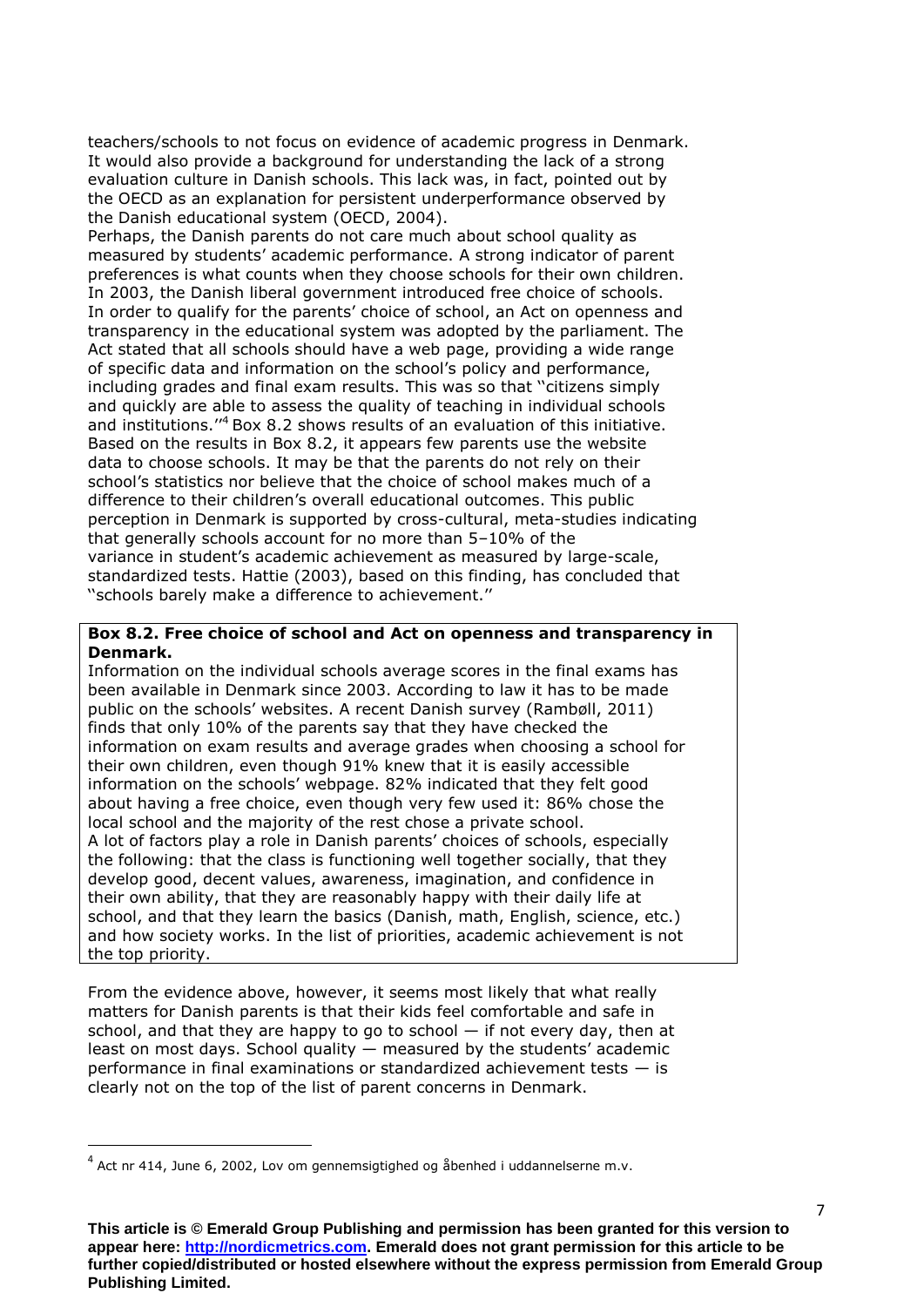teachers/schools to not focus on evidence of academic progress in Denmark. It would also provide a background for understanding the lack of a strong evaluation culture in Danish schools. This lack was, in fact, pointed out by the OECD as an explanation for persistent underperformance observed by the Danish educational system (OECD, 2004).

Perhaps, the Danish parents do not care much about school quality as measured by students' academic performance. A strong indicator of parent preferences is what counts when they choose schools for their own children. In 2003, the Danish liberal government introduced free choice of schools. In order to qualify for the parents' choice of school, an Act on openness and transparency in the educational system was adopted by the parliament. The Act stated that all schools should have a web page, providing a wide range of specific data and information on the school's policy and performance, including grades and final exam results. This was so that "citizens simply and quickly are able to assess the quality of teaching in individual schools and institutions."[4] Box 8.2 shows results of an evaluation of this initiative. Based on the results in Box 8.2, it appears few parents use the website data to choose schools. It may be that the parents do not rely on their school's statistics nor believe that the choice of school makes much of a difference to their children's overall educational outcomes. This public perception in Denmark is supported by cross-cultural, meta-studies indicating that generally schools account for no more than 5–10% of the variance in student's academic achievement as measured by large-scale, standardized tests. Hattie (2003), based on this finding, has concluded that "schools barely make a difference to achievement."

**Box 8.2. Free choice of school and Act on openness and transparency in Denmark.**

Information on the individual schools average scores in the final exams has been available in Denmark since 2003. According to law it has to be made public on the schools' websites. A recent Danish survey (Rambøll, 2011) finds that only 10% of the parents say that they have checked the information on exam results and average grades when choosing a school for their own children, even though 91% knew that it is easily accessible information on the schools' webpage. 82% indicated that they felt good about having a free choice, even though very few used it: 86% chose the local school and the majority of the rest chose a private school.

A lot of factors play a role in Danish parents' choices of schools, especially the following: that the class is functioning well together socially, that they develop good, decent values, awareness, imagination, and confidence in their own ability, that they are reasonably happy with their daily life at school, and that they learn the basics (Danish, math, English, science, etc.) and how society works. In the list of priorities, academic achievement is not the top priority.

From the evidence above, however, it seems most likely that what really matters for Danish parents is that their kids feel comfortable and safe in school, and that they are happy to go to school — if not every day, then at least on most days. School quality — measured by the students' academic performance in final examinations or standardized achievement tests — is clearly not on the top of the list of parent concerns in Denmark.

---

[4] Act nr 414, June 6, 2002, Lov om gennemsigtighed og åbenhed i uddannelserne m.v.

**This article is © Emerald Group Publishing and permission has been granted for this version to appear here: http://nordicmetrics.com. Emerald does not grant permission for this article to be further copied/distributed or hosted elsewhere without the express permission from Emerald Group Publishing Limited.**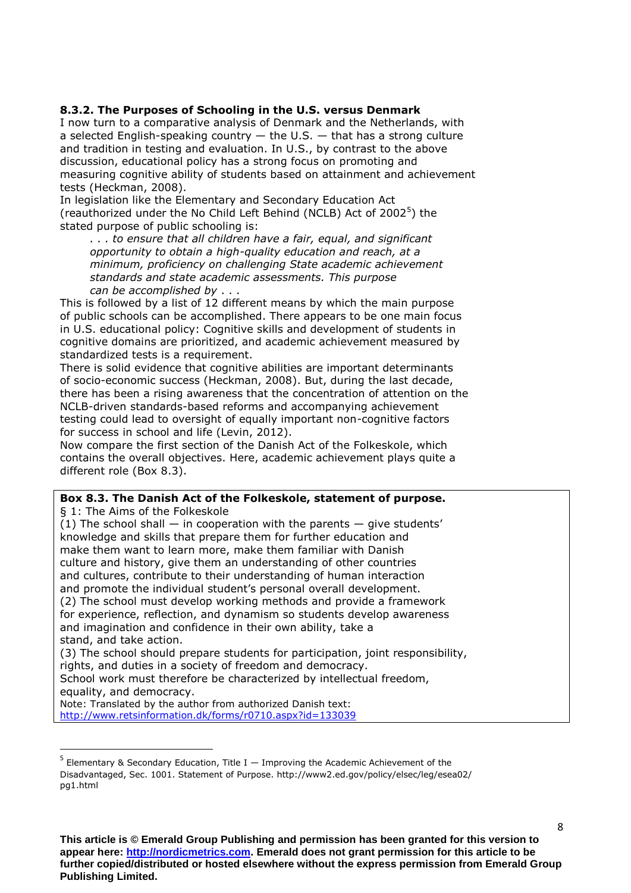### 8.3.2. The Purposes of Schooling in the U.S. versus Denmark

I now turn to a comparative analysis of Denmark and the Netherlands, with a selected English-speaking country — the U.S. — that has a strong culture and tradition in testing and evaluation. In U.S., by contrast to the above discussion, educational policy has a strong focus on promoting and measuring cognitive ability of students based on attainment and achievement tests (Heckman, 2008).

In legislation like the Elementary and Secondary Education Act (reauthorized under the No Child Left Behind (NCLB) Act of 2002[5]) the stated purpose of public schooling is:

> *. . . to ensure that all children have a fair, equal, and significant opportunity to obtain a high-quality education and reach, at a minimum, proficiency on challenging State academic achievement standards and state academic assessments. This purpose can be accomplished by . . .*

This is followed by a list of 12 different means by which the main purpose of public schools can be accomplished. There appears to be one main focus in U.S. educational policy: Cognitive skills and development of students in cognitive domains are prioritized, and academic achievement measured by standardized tests is a requirement.

There is solid evidence that cognitive abilities are important determinants of socio-economic success (Heckman, 2008). But, during the last decade, there has been a rising awareness that the concentration of attention on the NCLB-driven standards-based reforms and accompanying achievement testing could lead to oversight of equally important non-cognitive factors for success in school and life (Levin, 2012).

Now compare the first section of the Danish Act of the Folkeskole, which contains the overall objectives. Here, academic achievement plays quite a different role (Box 8.3).

**Box 8.3. The Danish Act of the Folkeskole, statement of purpose.**

§ 1: The Aims of the Folkeskole

(1) The school shall — in cooperation with the parents — give students' knowledge and skills that prepare them for further education and make them want to learn more, make them familiar with Danish culture and history, give them an understanding of other countries and cultures, contribute to their understanding of human interaction and promote the individual student's personal overall development.

(2) The school must develop working methods and provide a framework for experience, reflection, and dynamism so students develop awareness and imagination and confidence in their own ability, take a stand, and take action.

(3) The school should prepare students for participation, joint responsibility, rights, and duties in a society of freedom and democracy.

School work must therefore be characterized by intellectual freedom, equality, and democracy.

Note: Translated by the author from authorized Danish text: http://www.retsinformation.dk/forms/r0710.aspx?id=133039

---

[5] Elementary & Secondary Education, Title I — Improving the Academic Achievement of the Disadvantaged, Sec. 1001. Statement of Purpose. http://www2.ed.gov/policy/elsec/leg/esea02/pg1.html

**This article is © Emerald Group Publishing and permission has been granted for this version to appear here: http://nordicmetrics.com. Emerald does not grant permission for this article to be further copied/distributed or hosted elsewhere without the express permission from Emerald Group Publishing Limited.**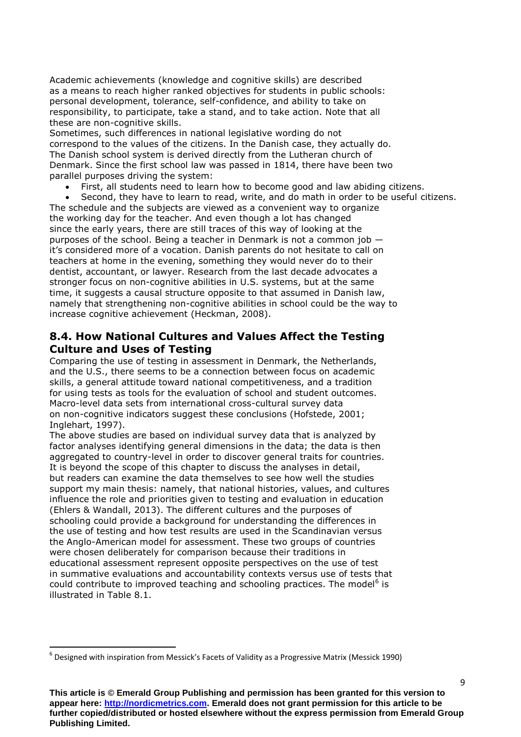Academic achievements (knowledge and cognitive skills) are described as a means to reach higher ranked objectives for students in public schools: personal development, tolerance, self-confidence, and ability to take on responsibility, to participate, take a stand, and to take action. Note that all these are non-cognitive skills.

Sometimes, such differences in national legislative wording do not correspond to the values of the citizens. In the Danish case, they actually do. The Danish school system is derived directly from the Lutheran church of Denmark. Since the first school law was passed in 1814, there have been two parallel purposes driving the system:

- First, all students need to learn how to become good and law abiding citizens.
- Second, they have to learn to read, write, and do math in order to be useful citizens.

The schedule and the subjects are viewed as a convenient way to organize the working day for the teacher. And even though a lot has changed since the early years, there are still traces of this way of looking at the purposes of the school. Being a teacher in Denmark is not a common job — it's considered more of a vocation. Danish parents do not hesitate to call on teachers at home in the evening, something they would never do to their dentist, accountant, or lawyer. Research from the last decade advocates a stronger focus on non-cognitive abilities in U.S. systems, but at the same time, it suggests a causal structure opposite to that assumed in Danish law, namely that strengthening non-cognitive abilities in school could be the way to increase cognitive achievement (Heckman, 2008).

## 8.4. How National Cultures and Values Affect the Testing Culture and Uses of Testing

Comparing the use of testing in assessment in Denmark, the Netherlands, and the U.S., there seems to be a connection between focus on academic skills, a general attitude toward national competitiveness, and a tradition for using tests as tools for the evaluation of school and student outcomes. Macro-level data sets from international cross-cultural survey data on non-cognitive indicators suggest these conclusions (Hofstede, 2001; Inglehart, 1997).

The above studies are based on individual survey data that is analyzed by factor analyses identifying general dimensions in the data; the data is then aggregated to country-level in order to discover general traits for countries. It is beyond the scope of this chapter to discuss the analyses in detail, but readers can examine the data themselves to see how well the studies support my main thesis: namely, that national histories, values, and cultures influence the role and priorities given to testing and evaluation in education (Ehlers & Wandall, 2013). The different cultures and the purposes of schooling could provide a background for understanding the differences in the use of testing and how test results are used in the Scandinavian versus the Anglo-American model for assessment. These two groups of countries were chosen deliberately for comparison because their traditions in educational assessment represent opposite perspectives on the use of test in summative evaluations and accountability contexts versus use of tests that could contribute to improved teaching and schooling practices. The model[6] is illustrated in Table 8.1.

[6] Designed with inspiration from Messick's Facets of Validity as a Progressive Matrix (Messick 1990)

**This article is © Emerald Group Publishing and permission has been granted for this version to appear here: http://nordicmetrics.com. Emerald does not grant permission for this article to be further copied/distributed or hosted elsewhere without the express permission from Emerald Group Publishing Limited.**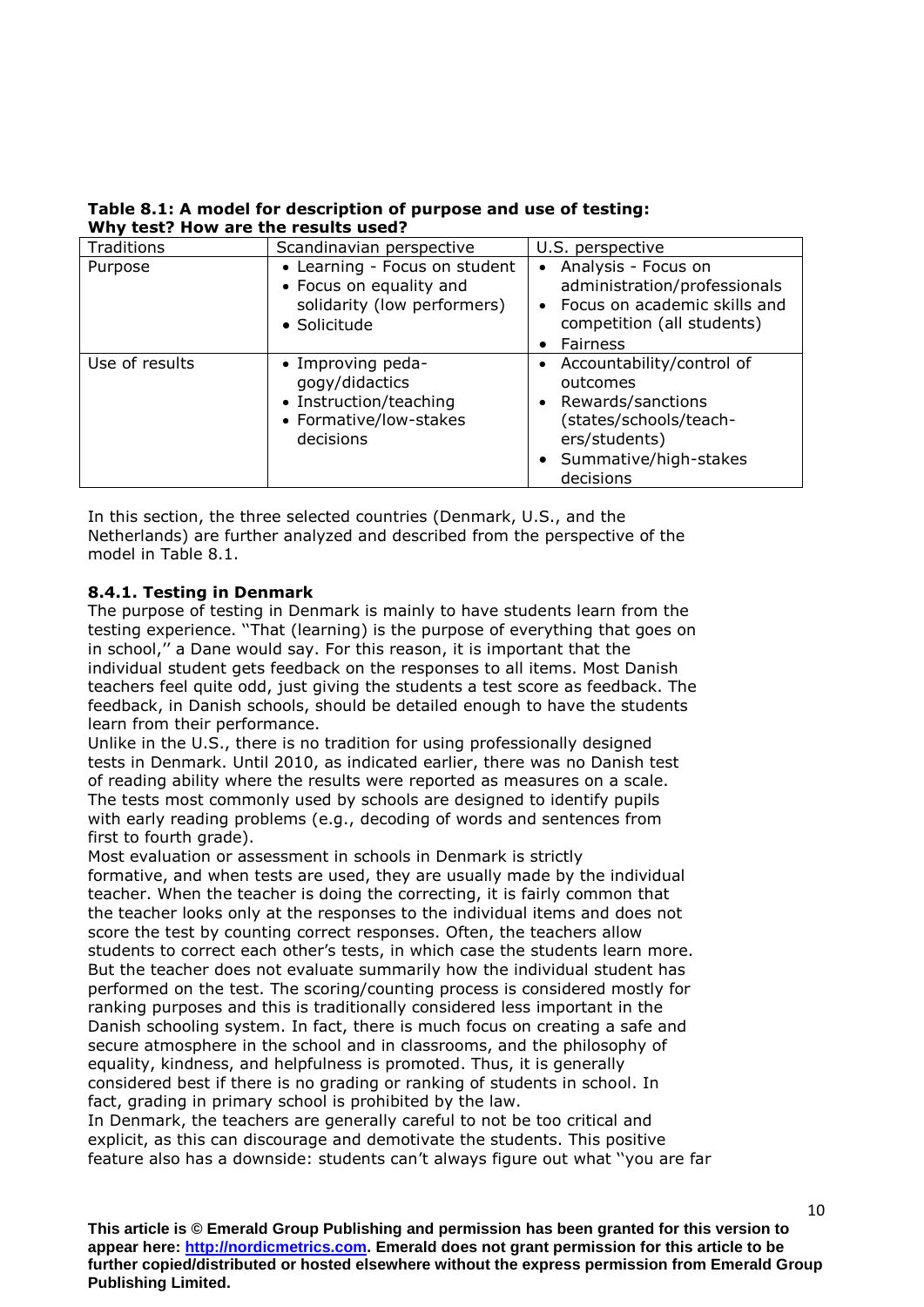**Table 8.1: A model for description of purpose and use of testing: Why test? How are the results used?**

| Traditions | Scandinavian perspective | U.S. perspective |
|---|---|---|
| Purpose | • Learning - Focus on student<br>• Focus on equality and solidarity (low performers)<br>• Solicitude | • Analysis - Focus on administration/professionals<br>• Focus on academic skills and competition (all students)<br>• Fairness |
| Use of results | • Improving pedagogy/didactics<br>• Instruction/teaching<br>• Formative/low-stakes decisions | • Accountability/control of outcomes<br>• Rewards/sanctions (states/schools/teachers/students)<br>• Summative/high-stakes decisions |

In this section, the three selected countries (Denmark, U.S., and the Netherlands) are further analyzed and described from the perspective of the model in Table 8.1.

### 8.4.1. Testing in Denmark

The purpose of testing in Denmark is mainly to have students learn from the testing experience. ''That (learning) is the purpose of everything that goes on in school,'' a Dane would say. For this reason, it is important that the individual student gets feedback on the responses to all items. Most Danish teachers feel quite odd, just giving the students a test score as feedback. The feedback, in Danish schools, should be detailed enough to have the students learn from their performance.

Unlike in the U.S., there is no tradition for using professionally designed tests in Denmark. Until 2010, as indicated earlier, there was no Danish test of reading ability where the results were reported as measures on a scale. The tests most commonly used by schools are designed to identify pupils with early reading problems (e.g., decoding of words and sentences from first to fourth grade).

Most evaluation or assessment in schools in Denmark is strictly formative, and when tests are used, they are usually made by the individual teacher. When the teacher is doing the correcting, it is fairly common that the teacher looks only at the responses to the individual items and does not score the test by counting correct responses. Often, the teachers allow students to correct each other's tests, in which case the students learn more. But the teacher does not evaluate summarily how the individual student has performed on the test. The scoring/counting process is considered mostly for ranking purposes and this is traditionally considered less important in the Danish schooling system. In fact, there is much focus on creating a safe and secure atmosphere in the school and in classrooms, and the philosophy of equality, kindness, and helpfulness is promoted. Thus, it is generally considered best if there is no grading or ranking of students in school. In fact, grading in primary school is prohibited by the law.

In Denmark, the teachers are generally careful to not be too critical and explicit, as this can discourage and demotivate the students. This positive feature also has a downside: students can't always figure out what ''you are far

**This article is © Emerald Group Publishing and permission has been granted for this version to appear here: [http://nordicmetrics.com](http://nordicmetrics.com). Emerald does not grant permission for this article to be further copied/distributed or hosted elsewhere without the express permission from Emerald Group Publishing Limited.**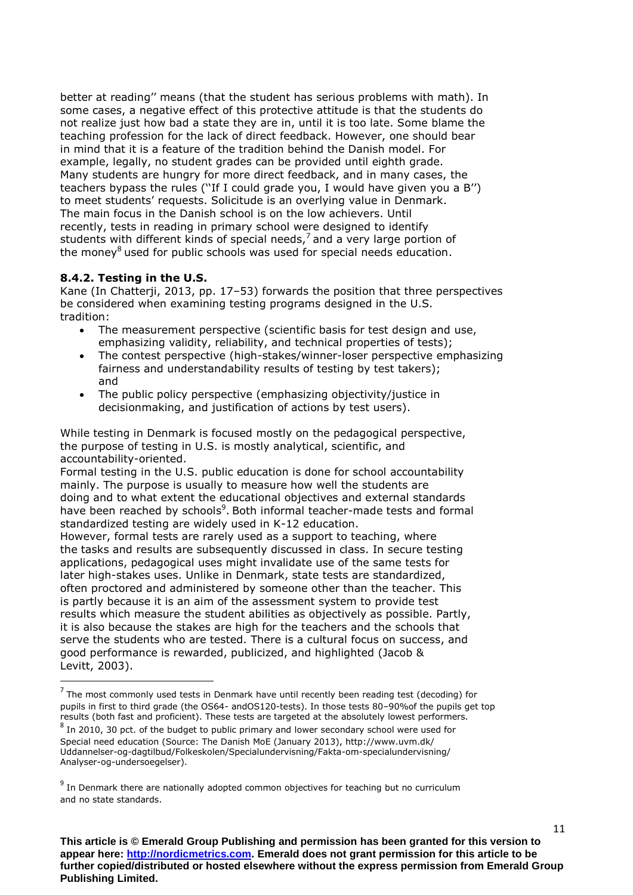better at reading'' means (that the student has serious problems with math). In some cases, a negative effect of this protective attitude is that the students do not realize just how bad a state they are in, until it is too late. Some blame the teaching profession for the lack of direct feedback. However, one should bear in mind that it is a feature of the tradition behind the Danish model. For example, legally, no student grades can be provided until eighth grade. Many students are hungry for more direct feedback, and in many cases, the teachers bypass the rules (''If I could grade you, I would have given you a B'') to meet students' requests. Solicitude is an overlying value in Denmark. The main focus in the Danish school is on the low achievers. Until recently, tests in reading in primary school were designed to identify students with different kinds of special needs,[7] and a very large portion of the money[8] used for public schools was used for special needs education.

**8.4.2. Testing in the U.S.**

Kane (In Chatterji, 2013, pp. 17–53) forwards the position that three perspectives be considered when examining testing programs designed in the U.S. tradition:

- The measurement perspective (scientific basis for test design and use, emphasizing validity, reliability, and technical properties of tests);
- The contest perspective (high-stakes/winner-loser perspective emphasizing fairness and understandability results of testing by test takers); and
- The public policy perspective (emphasizing objectivity/justice in decisionmaking, and justification of actions by test users).

While testing in Denmark is focused mostly on the pedagogical perspective, the purpose of testing in U.S. is mostly analytical, scientific, and accountability-oriented.
Formal testing in the U.S. public education is done for school accountability mainly. The purpose is usually to measure how well the students are doing and to what extent the educational objectives and external standards have been reached by schools[9]. Both informal teacher-made tests and formal standardized testing are widely used in K-12 education.
However, formal tests are rarely used as a support to teaching, where the tasks and results are subsequently discussed in class. In secure testing applications, pedagogical uses might invalidate use of the same tests for later high-stakes uses. Unlike in Denmark, state tests are standardized, often proctored and administered by someone other than the teacher. This is partly because it is an aim of the assessment system to provide test results which measure the student abilities as objectively as possible. Partly, it is also because the stakes are high for the teachers and the schools that serve the students who are tested. There is a cultural focus on success, and good performance is rewarded, publicized, and highlighted (Jacob & Levitt, 2003).

---

[7] The most commonly used tests in Denmark have until recently been reading test (decoding) for pupils in first to third grade (the OS64- andOS120-tests). In those tests 80–90%of the pupils get top results (both fast and proficient). These tests are targeted at the absolutely lowest performers.

[8] In 2010, 30 pct. of the budget to public primary and lower secondary school were used for Special need education (Source: The Danish MoE (January 2013), http://www.uvm.dk/Uddannelser-og-dagtilbud/Folkeskolen/Specialundervisning/Fakta-om-specialundervisning/Analyser-og-undersoegelser).

[9] In Denmark there are nationally adopted common objectives for teaching but no curriculum and no state standards.

**This article is © Emerald Group Publishing and permission has been granted for this version to appear here: http://nordicmetrics.com. Emerald does not grant permission for this article to be further copied/distributed or hosted elsewhere without the express permission from Emerald Group Publishing Limited.**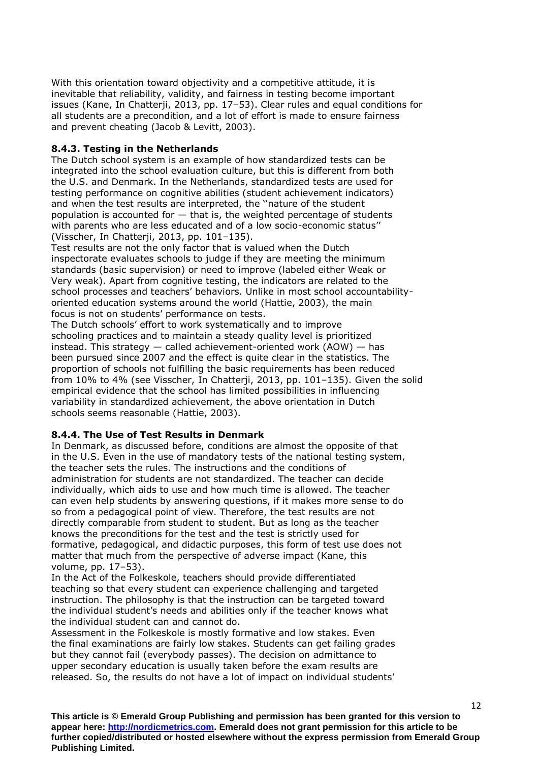With this orientation toward objectivity and a competitive attitude, it is inevitable that reliability, validity, and fairness in testing become important issues (Kane, In Chatterji, 2013, pp. 17–53). Clear rules and equal conditions for all students are a precondition, and a lot of effort is made to ensure fairness and prevent cheating (Jacob & Levitt, 2003).

### 8.4.3. Testing in the Netherlands

The Dutch school system is an example of how standardized tests can be integrated into the school evaluation culture, but this is different from both the U.S. and Denmark. In the Netherlands, standardized tests are used for testing performance on cognitive abilities (student achievement indicators) and when the test results are interpreted, the ''nature of the student population is accounted for — that is, the weighted percentage of students with parents who are less educated and of a low socio-economic status'' (Visscher, In Chatterji, 2013, pp. 101–135).

Test results are not the only factor that is valued when the Dutch inspectorate evaluates schools to judge if they are meeting the minimum standards (basic supervision) or need to improve (labeled either Weak or Very weak). Apart from cognitive testing, the indicators are related to the school processes and teachers' behaviors. Unlike in most school accountability-oriented education systems around the world (Hattie, 2003), the main focus is not on students' performance on tests.

The Dutch schools' effort to work systematically and to improve schooling practices and to maintain a steady quality level is prioritized instead. This strategy — called achievement-oriented work (AOW) — has been pursued since 2007 and the effect is quite clear in the statistics. The proportion of schools not fulfilling the basic requirements has been reduced from 10% to 4% (see Visscher, In Chatterji, 2013, pp. 101–135). Given the solid empirical evidence that the school has limited possibilities in influencing variability in standardized achievement, the above orientation in Dutch schools seems reasonable (Hattie, 2003).

### 8.4.4. The Use of Test Results in Denmark

In Denmark, as discussed before, conditions are almost the opposite of that in the U.S. Even in the use of mandatory tests of the national testing system, the teacher sets the rules. The instructions and the conditions of administration for students are not standardized. The teacher can decide individually, which aids to use and how much time is allowed. The teacher can even help students by answering questions, if it makes more sense to do so from a pedagogical point of view. Therefore, the test results are not directly comparable from student to student. But as long as the teacher knows the preconditions for the test and the test is strictly used for formative, pedagogical, and didactic purposes, this form of test use does not matter that much from the perspective of adverse impact (Kane, this volume, pp. 17–53).

In the Act of the Folkeskole, teachers should provide differentiated teaching so that every student can experience challenging and targeted instruction. The philosophy is that the instruction can be targeted toward the individual student's needs and abilities only if the teacher knows what the individual student can and cannot do.

Assessment in the Folkeskole is mostly formative and low stakes. Even the final examinations are fairly low stakes. Students can get failing grades but they cannot fail (everybody passes). The decision on admittance to upper secondary education is usually taken before the exam results are released. So, the results do not have a lot of impact on individual students'

**This article is © Emerald Group Publishing and permission has been granted for this version to appear here: [http://nordicmetrics.com](http://nordicmetrics.com). Emerald does not grant permission for this article to be further copied/distributed or hosted elsewhere without the express permission from Emerald Group Publishing Limited.**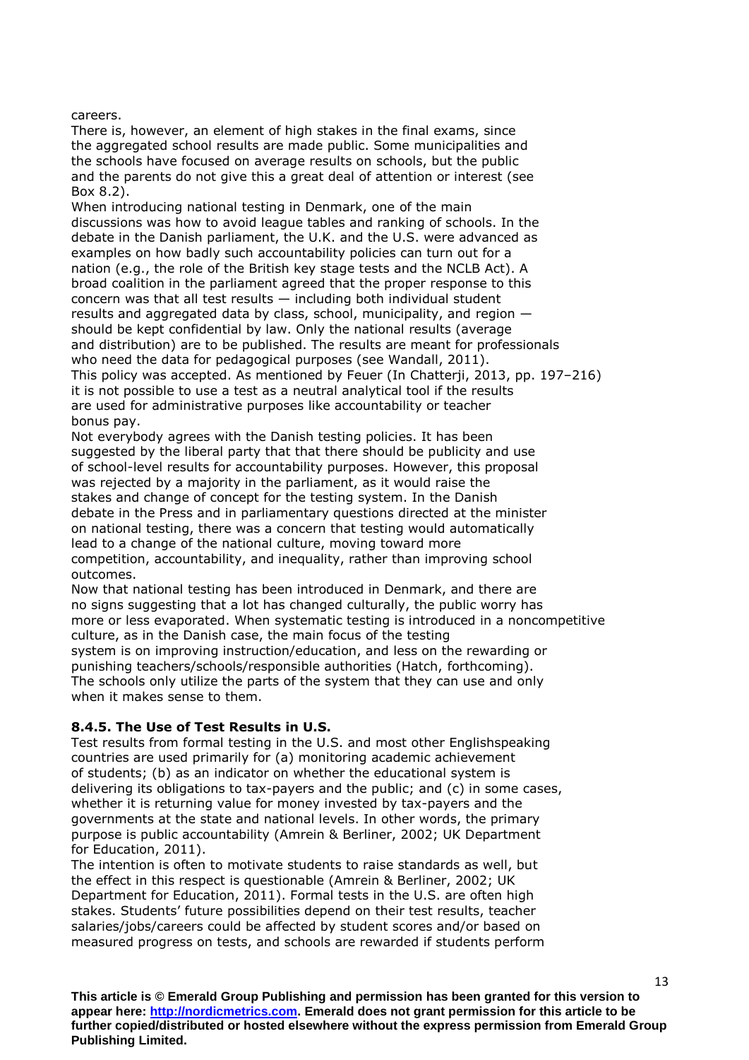careers.

There is, however, an element of high stakes in the final exams, since the aggregated school results are made public. Some municipalities and the schools have focused on average results on schools, but the public and the parents do not give this a great deal of attention or interest (see Box 8.2).

When introducing national testing in Denmark, one of the main discussions was how to avoid league tables and ranking of schools. In the debate in the Danish parliament, the U.K. and the U.S. were advanced as examples on how badly such accountability policies can turn out for a nation (e.g., the role of the British key stage tests and the NCLB Act). A broad coalition in the parliament agreed that the proper response to this concern was that all test results — including both individual student results and aggregated data by class, school, municipality, and region — should be kept confidential by law. Only the national results (average and distribution) are to be published. The results are meant for professionals who need the data for pedagogical purposes (see Wandall, 2011).

This policy was accepted. As mentioned by Feuer (In Chatterji, 2013, pp. 197–216) it is not possible to use a test as a neutral analytical tool if the results are used for administrative purposes like accountability or teacher bonus pay.

Not everybody agrees with the Danish testing policies. It has been suggested by the liberal party that that there should be publicity and use of school-level results for accountability purposes. However, this proposal was rejected by a majority in the parliament, as it would raise the stakes and change of concept for the testing system. In the Danish debate in the Press and in parliamentary questions directed at the minister on national testing, there was a concern that testing would automatically lead to a change of the national culture, moving toward more competition, accountability, and inequality, rather than improving school outcomes.

Now that national testing has been introduced in Denmark, and there are no signs suggesting that a lot has changed culturally, the public worry has more or less evaporated. When systematic testing is introduced in a noncompetitive culture, as in the Danish case, the main focus of the testing system is on improving instruction/education, and less on the rewarding or punishing teachers/schools/responsible authorities (Hatch, forthcoming). The schools only utilize the parts of the system that they can use and only when it makes sense to them.

### 8.4.5. The Use of Test Results in U.S.

Test results from formal testing in the U.S. and most other Englishspeaking countries are used primarily for (a) monitoring academic achievement of students; (b) as an indicator on whether the educational system is delivering its obligations to tax-payers and the public; and (c) in some cases, whether it is returning value for money invested by tax-payers and the governments at the state and national levels. In other words, the primary purpose is public accountability (Amrein & Berliner, 2002; UK Department for Education, 2011).

The intention is often to motivate students to raise standards as well, but the effect in this respect is questionable (Amrein & Berliner, 2002; UK Department for Education, 2011). Formal tests in the U.S. are often high stakes. Students' future possibilities depend on their test results, teacher salaries/jobs/careers could be affected by student scores and/or based on measured progress on tests, and schools are rewarded if students perform

**This article is © Emerald Group Publishing and permission has been granted for this version to appear here: http://nordicmetrics.com. Emerald does not grant permission for this article to be further copied/distributed or hosted elsewhere without the express permission from Emerald Group Publishing Limited.**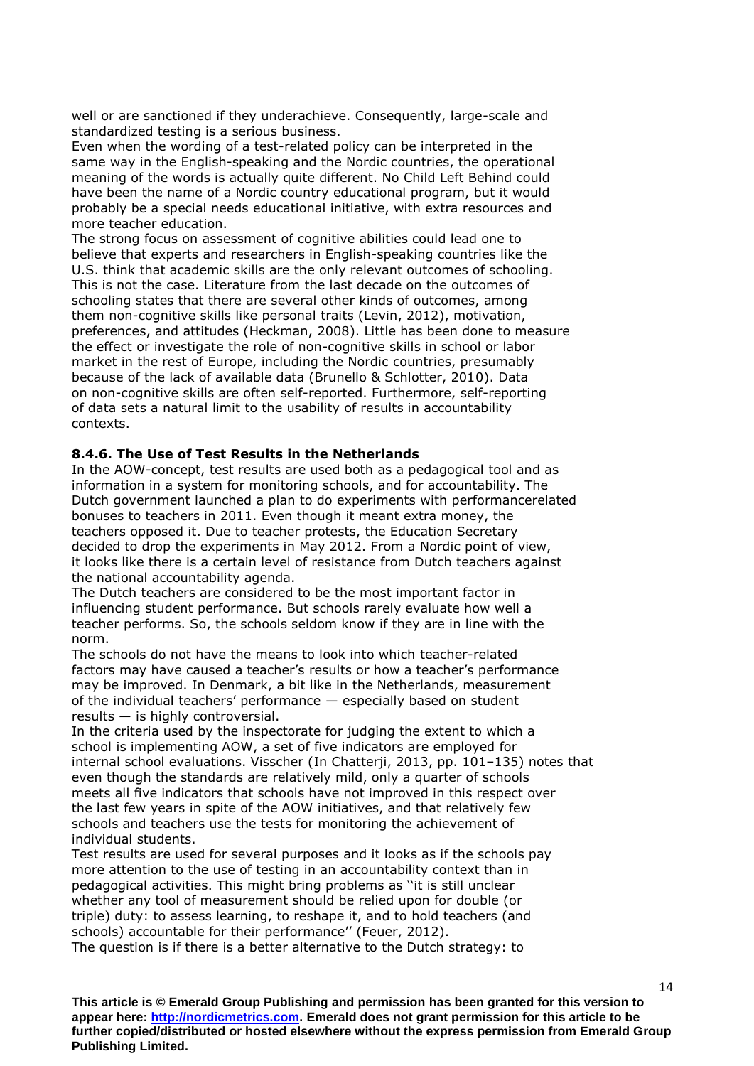well or are sanctioned if they underachieve. Consequently, large-scale and standardized testing is a serious business.

Even when the wording of a test-related policy can be interpreted in the same way in the English-speaking and the Nordic countries, the operational meaning of the words is actually quite different. No Child Left Behind could have been the name of a Nordic country educational program, but it would probably be a special needs educational initiative, with extra resources and more teacher education.

The strong focus on assessment of cognitive abilities could lead one to believe that experts and researchers in English-speaking countries like the U.S. think that academic skills are the only relevant outcomes of schooling. This is not the case. Literature from the last decade on the outcomes of schooling states that there are several other kinds of outcomes, among them non-cognitive skills like personal traits (Levin, 2012), motivation, preferences, and attitudes (Heckman, 2008). Little has been done to measure the effect or investigate the role of non-cognitive skills in school or labor market in the rest of Europe, including the Nordic countries, presumably because of the lack of available data (Brunello & Schlotter, 2010). Data on non-cognitive skills are often self-reported. Furthermore, self-reporting of data sets a natural limit to the usability of results in accountability contexts.

### 8.4.6. The Use of Test Results in the Netherlands

In the AOW-concept, test results are used both as a pedagogical tool and as information in a system for monitoring schools, and for accountability. The Dutch government launched a plan to do experiments with performancerelated bonuses to teachers in 2011. Even though it meant extra money, the teachers opposed it. Due to teacher protests, the Education Secretary decided to drop the experiments in May 2012. From a Nordic point of view, it looks like there is a certain level of resistance from Dutch teachers against the national accountability agenda.

The Dutch teachers are considered to be the most important factor in influencing student performance. But schools rarely evaluate how well a teacher performs. So, the schools seldom know if they are in line with the norm.

The schools do not have the means to look into which teacher-related factors may have caused a teacher's results or how a teacher's performance may be improved. In Denmark, a bit like in the Netherlands, measurement of the individual teachers' performance — especially based on student results — is highly controversial.

In the criteria used by the inspectorate for judging the extent to which a school is implementing AOW, a set of five indicators are employed for internal school evaluations. Visscher (In Chatterji, 2013, pp. 101–135) notes that even though the standards are relatively mild, only a quarter of schools meets all five indicators that schools have not improved in this respect over the last few years in spite of the AOW initiatives, and that relatively few schools and teachers use the tests for monitoring the achievement of individual students.

Test results are used for several purposes and it looks as if the schools pay more attention to the use of testing in an accountability context than in pedagogical activities. This might bring problems as ''it is still unclear whether any tool of measurement should be relied upon for double (or triple) duty: to assess learning, to reshape it, and to hold teachers (and schools) accountable for their performance'' (Feuer, 2012).

The question is if there is a better alternative to the Dutch strategy: to

**This article is © Emerald Group Publishing and permission has been granted for this version to appear here: http://nordicmetrics.com. Emerald does not grant permission for this article to be further copied/distributed or hosted elsewhere without the express permission from Emerald Group Publishing Limited.**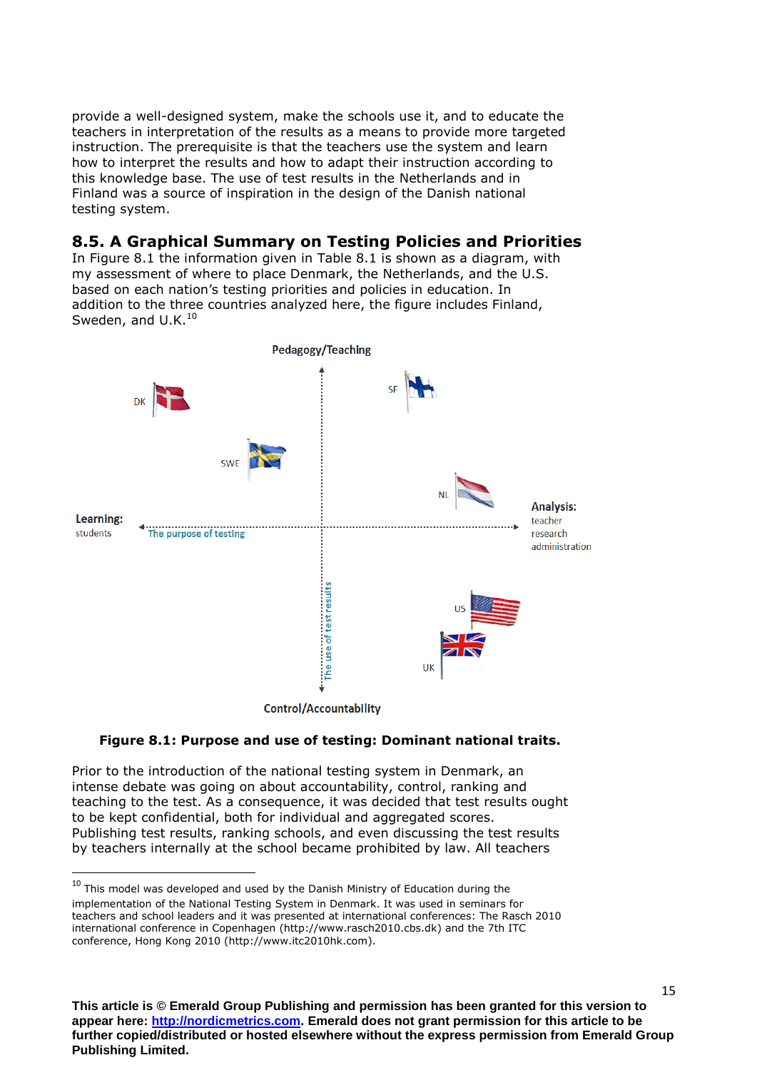provide a well-designed system, make the schools use it, and to educate the teachers in interpretation of the results as a means to provide more targeted instruction. The prerequisite is that the teachers use the system and learn how to interpret the results and how to adapt their instruction according to this knowledge base. The use of test results in the Netherlands and in Finland was a source of inspiration in the design of the Danish national testing system.

## 8.5. A Graphical Summary on Testing Policies and Priorities

In Figure 8.1 the information given in Table 8.1 is shown as a diagram, with my assessment of where to place Denmark, the Netherlands, and the U.S. based on each nation's testing priorities and policies in education. In addition to the three countries analyzed here, the figure includes Finland, Sweden, and U.K.[10]

**Figure 8.1: Purpose and use of testing: Dominant national traits.**

Prior to the introduction of the national testing system in Denmark, an intense debate was going on about accountability, control, ranking and teaching to the test. As a consequence, it was decided that test results ought to be kept confidential, both for individual and aggregated scores. Publishing test results, ranking schools, and even discussing the test results by teachers internally at the school became prohibited by law. All teachers

---

[10] This model was developed and used by the Danish Ministry of Education during the implementation of the National Testing System in Denmark. It was used in seminars for teachers and school leaders and it was presented at international conferences: The Rasch 2010 international conference in Copenhagen (http://www.rasch2010.cbs.dk) and the 7th ITC conference, Hong Kong 2010 (http://www.itc2010hk.com).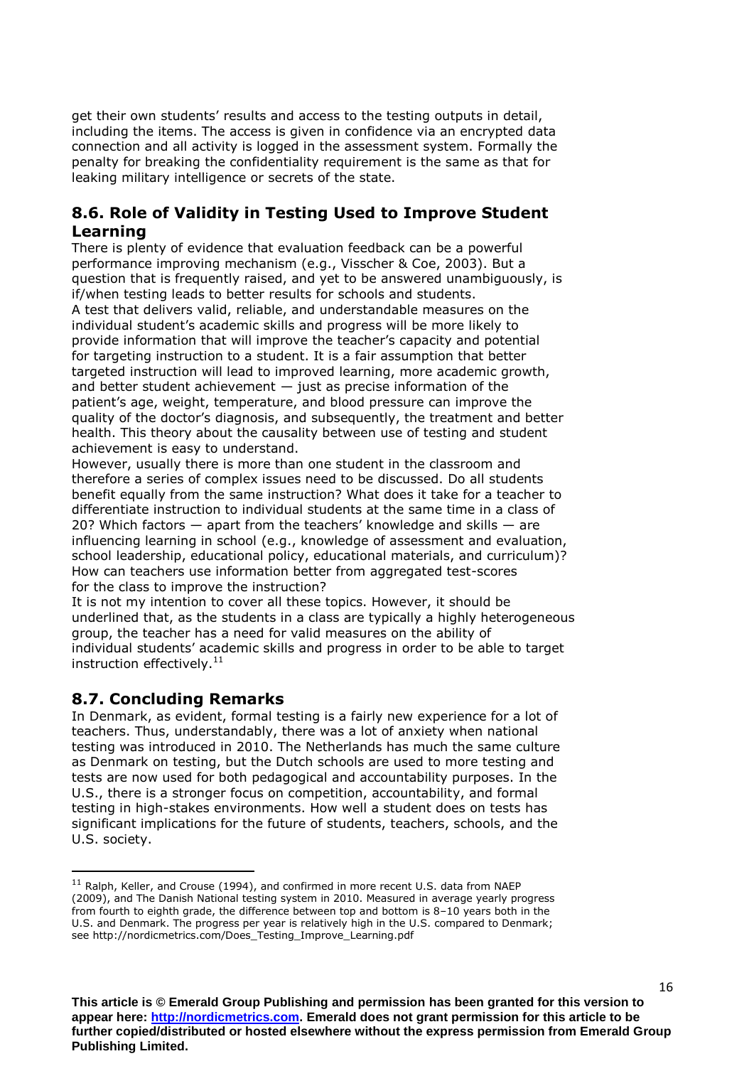get their own students' results and access to the testing outputs in detail, including the items. The access is given in confidence via an encrypted data connection and all activity is logged in the assessment system. Formally the penalty for breaking the confidentiality requirement is the same as that for leaking military intelligence or secrets of the state.

## 8.6. Role of Validity in Testing Used to Improve Student Learning

There is plenty of evidence that evaluation feedback can be a powerful performance improving mechanism (e.g., Visscher & Coe, 2003). But a question that is frequently raised, and yet to be answered unambiguously, is if/when testing leads to better results for schools and students.

A test that delivers valid, reliable, and understandable measures on the individual student's academic skills and progress will be more likely to provide information that will improve the teacher's capacity and potential for targeting instruction to a student. It is a fair assumption that better targeted instruction will lead to improved learning, more academic growth, and better student achievement — just as precise information of the patient's age, weight, temperature, and blood pressure can improve the quality of the doctor's diagnosis, and subsequently, the treatment and better health. This theory about the causality between use of testing and student achievement is easy to understand.

However, usually there is more than one student in the classroom and therefore a series of complex issues need to be discussed. Do all students benefit equally from the same instruction? What does it take for a teacher to differentiate instruction to individual students at the same time in a class of 20? Which factors — apart from the teachers' knowledge and skills — are influencing learning in school (e.g., knowledge of assessment and evaluation, school leadership, educational policy, educational materials, and curriculum)? How can teachers use information better from aggregated test-scores for the class to improve the instruction?

It is not my intention to cover all these topics. However, it should be underlined that, as the students in a class are typically a highly heterogeneous group, the teacher has a need for valid measures on the ability of individual students' academic skills and progress in order to be able to target instruction effectively.[11]

## 8.7. Concluding Remarks

In Denmark, as evident, formal testing is a fairly new experience for a lot of teachers. Thus, understandably, there was a lot of anxiety when national testing was introduced in 2010. The Netherlands has much the same culture as Denmark on testing, but the Dutch schools are used to more testing and tests are now used for both pedagogical and accountability purposes. In the U.S., there is a stronger focus on competition, accountability, and formal testing in high-stakes environments. How well a student does on tests has significant implications for the future of students, teachers, schools, and the U.S. society.

---

[11] Ralph, Keller, and Crouse (1994), and confirmed in more recent U.S. data from NAEP (2009), and The Danish National testing system in 2010. Measured in average yearly progress from fourth to eighth grade, the difference between top and bottom is 8–10 years both in the U.S. and Denmark. The progress per year is relatively high in the U.S. compared to Denmark; see http://nordicmetrics.com/Does_Testing_Improve_Learning.pdf

**This article is © Emerald Group Publishing and permission has been granted for this version to appear here: http://nordicmetrics.com. Emerald does not grant permission for this article to be further copied/distributed or hosted elsewhere without the express permission from Emerald Group Publishing Limited.**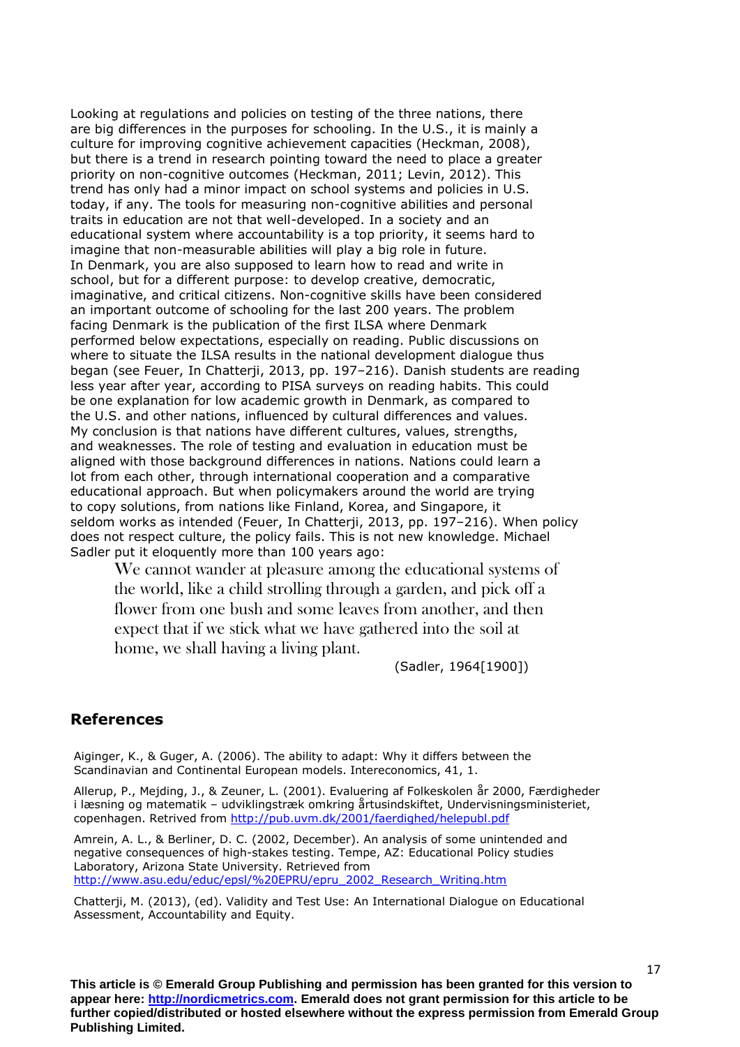Looking at regulations and policies on testing of the three nations, there are big differences in the purposes for schooling. In the U.S., it is mainly a culture for improving cognitive achievement capacities (Heckman, 2008), but there is a trend in research pointing toward the need to place a greater priority on non-cognitive outcomes (Heckman, 2011; Levin, 2012). This trend has only had a minor impact on school systems and policies in U.S. today, if any. The tools for measuring non-cognitive abilities and personal traits in education are not that well-developed. In a society and an educational system where accountability is a top priority, it seems hard to imagine that non-measurable abilities will play a big role in future.

In Denmark, you are also supposed to learn how to read and write in school, but for a different purpose: to develop creative, democratic, imaginative, and critical citizens. Non-cognitive skills have been considered an important outcome of schooling for the last 200 years. The problem facing Denmark is the publication of the first ILSA where Denmark performed below expectations, especially on reading. Public discussions on where to situate the ILSA results in the national development dialogue thus began (see Feuer, In Chatterji, 2013, pp. 197–216). Danish students are reading less year after year, according to PISA surveys on reading habits. This could be one explanation for low academic growth in Denmark, as compared to the U.S. and other nations, influenced by cultural differences and values.

My conclusion is that nations have different cultures, values, strengths, and weaknesses. The role of testing and evaluation in education must be aligned with those background differences in nations. Nations could learn a lot from each other, through international cooperation and a comparative educational approach. But when policymakers around the world are trying to copy solutions, from nations like Finland, Korea, and Singapore, it seldom works as intended (Feuer, In Chatterji, 2013, pp. 197–216). When policy does not respect culture, the policy fails. This is not new knowledge. Michael Sadler put it eloquently more than 100 years ago:

> We cannot wander at pleasure among the educational systems of the world, like a child strolling through a garden, and pick off a flower from one bush and some leaves from another, and then expect that if we stick what we have gathered into the soil at home, we shall having a living plant.
>
> (Sadler, 1964[1900])

## References

Aiginger, K., & Guger, A. (2006). The ability to adapt: Why it differs between the Scandinavian and Continental European models. Intereconomics, 41, 1.

Allerup, P., Mejding, J., & Zeuner, L. (2001). Evaluering af Folkeskolen år 2000, Færdigheder i læsning og matematik – udviklingstræk omkring årtusindskiftet, Undervisningsministeriet, copenhagen. Retrived from http://pub.uvm.dk/2001/faerdighed/helepubl.pdf

Amrein, A. L., & Berliner, D. C. (2002, December). An analysis of some unintended and negative consequences of high-stakes testing. Tempe, AZ: Educational Policy studies Laboratory, Arizona State University. Retrieved from http://www.asu.edu/educ/epsl/%20EPRU/epru_2002_Research_Writing.htm

Chatterji, M. (2013), (ed). Validity and Test Use: An International Dialogue on Educational Assessment, Accountability and Equity.

**This article is © Emerald Group Publishing and permission has been granted for this version to appear here: http://nordicmetrics.com. Emerald does not grant permission for this article to be further copied/distributed or hosted elsewhere without the express permission from Emerald Group Publishing Limited.**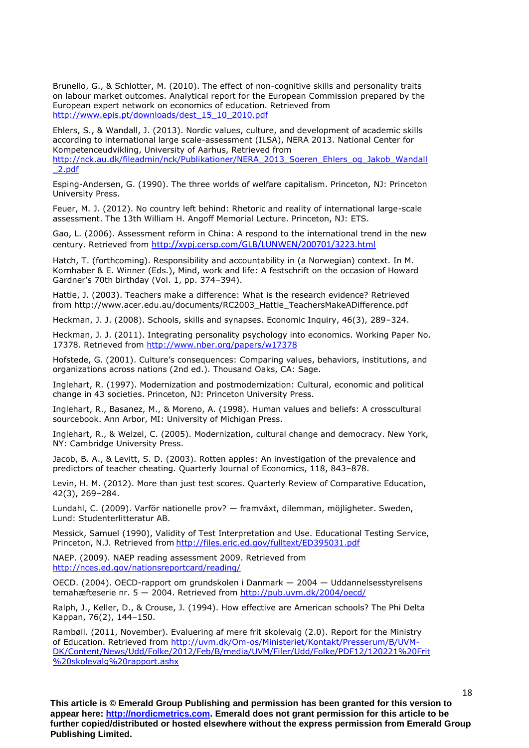Brunello, G., & Schlotter, M. (2010). The effect of non-cognitive skills and personality traits on labour market outcomes. Analytical report for the European Commission prepared by the European expert network on economics of education. Retrieved from http://www.epis.pt/downloads/dest_15_10_2010.pdf

Ehlers, S., & Wandall, J. (2013). Nordic values, culture, and development of academic skills according to international large scale-assessment (ILSA), NERA 2013. National Center for Kompetenceudvikling, University of Aarhus, Retrieved from http://nck.au.dk/fileadmin/nck/Publikationer/NERA_2013_Soeren_Ehlers_og_Jakob_Wandall_2.pdf

Esping-Andersen, G. (1990). The three worlds of welfare capitalism. Princeton, NJ: Princeton University Press.

Feuer, M. J. (2012). No country left behind: Rhetoric and reality of international large-scale assessment. The 13th William H. Angoff Memorial Lecture. Princeton, NJ: ETS.

Gao, L. (2006). Assessment reform in China: A respond to the international trend in the new century. Retrieved from http://xypj.cersp.com/GLB/LUNWEN/200701/3223.html

Hatch, T. (forthcoming). Responsibility and accountability in (a Norwegian) context. In M. Kornhaber & E. Winner (Eds.), Mind, work and life: A festschrift on the occasion of Howard Gardner's 70th birthday (Vol. 1, pp. 374–394).

Hattie, J. (2003). Teachers make a difference: What is the research evidence? Retrieved from http://www.acer.edu.au/documents/RC2003_Hattie_TeachersMakeADifference.pdf

Heckman, J. J. (2008). Schools, skills and synapses. Economic Inquiry, 46(3), 289–324.

Heckman, J. J. (2011). Integrating personality psychology into economics. Working Paper No. 17378. Retrieved from http://www.nber.org/papers/w17378

Hofstede, G. (2001). Culture's consequences: Comparing values, behaviors, institutions, and organizations across nations (2nd ed.). Thousand Oaks, CA: Sage.

Inglehart, R. (1997). Modernization and postmodernization: Cultural, economic and political change in 43 societies. Princeton, NJ: Princeton University Press.

Inglehart, R., Basanez, M., & Moreno, A. (1998). Human values and beliefs: A crosscultural sourcebook. Ann Arbor, MI: University of Michigan Press.

Inglehart, R., & Welzel, C. (2005). Modernization, cultural change and democracy. New York, NY: Cambridge University Press.

Jacob, B. A., & Levitt, S. D. (2003). Rotten apples: An investigation of the prevalence and predictors of teacher cheating. Quarterly Journal of Economics, 118, 843–878.

Levin, H. M. (2012). More than just test scores. Quarterly Review of Comparative Education, 42(3), 269–284.

Lundahl, C. (2009). Varför nationelle prov? — framväxt, dilemman, möjligheter. Sweden, Lund: Studenterlitteratur AB.

Messick, Samuel (1990), Validity of Test Interpretation and Use. Educational Testing Service, Princeton, N.J. Retrieved from http://files.eric.ed.gov/fulltext/ED395031.pdf

NAEP. (2009). NAEP reading assessment 2009. Retrieved from http://nces.ed.gov/nationsreportcard/reading/

OECD. (2004). OECD-rapport om grundskolen i Danmark — 2004 — Uddannelsesstyrelsens temahæfteserie nr. 5 — 2004. Retrieved from http://pub.uvm.dk/2004/oecd/

Ralph, J., Keller, D., & Crouse, J. (1994). How effective are American schools? The Phi Delta Kappan, 76(2), 144–150.

Rambøll. (2011, November). Evaluering af mere frit skolevalg (2.0). Report for the Ministry of Education. Retrieved from http://uvm.dk/Om-os/Ministeriet/Kontakt/Presserum/B/UVM-DK/Content/News/Udd/Folke/2012/Feb/B/media/UVM/Filer/Udd/Folke/PDF12/120221%20Frit%20skolevalg%20rapport.ashx

**This article is © Emerald Group Publishing and permission has been granted for this version to appear here: http://nordicmetrics.com. Emerald does not grant permission for this article to be further copied/distributed or hosted elsewhere without the express permission from Emerald Group Publishing Limited.**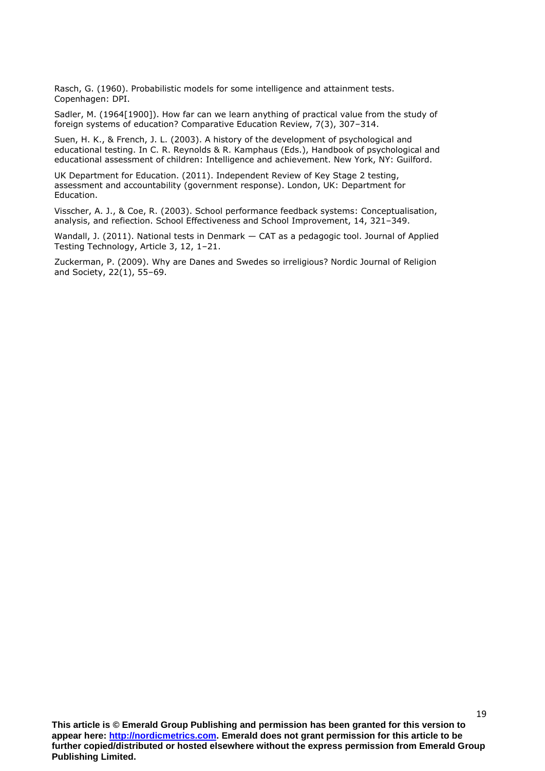Rasch, G. (1960). Probabilistic models for some intelligence and attainment tests. Copenhagen: DPI.

Sadler, M. (1964[1900]). How far can we learn anything of practical value from the study of foreign systems of education? Comparative Education Review, 7(3), 307–314.

Suen, H. K., & French, J. L. (2003). A history of the development of psychological and educational testing. In C. R. Reynolds & R. Kamphaus (Eds.), Handbook of psychological and educational assessment of children: Intelligence and achievement. New York, NY: Guilford.

UK Department for Education. (2011). Independent Review of Key Stage 2 testing, assessment and accountability (government response). London, UK: Department for Education.

Visscher, A. J., & Coe, R. (2003). School performance feedback systems: Conceptualisation, analysis, and refiection. School Effectiveness and School Improvement, 14, 321–349.

Wandall, J. (2011). National tests in Denmark — CAT as a pedagogic tool. Journal of Applied Testing Technology, Article 3, 12, 1–21.

Zuckerman, P. (2009). Why are Danes and Swedes so irreligious? Nordic Journal of Religion and Society, 22(1), 55–69.

**This article is © Emerald Group Publishing and permission has been granted for this version to appear here: [http://nordicmetrics.com](http://nordicmetrics.com). Emerald does not grant permission for this article to be further copied/distributed or hosted elsewhere without the express permission from Emerald Group Publishing Limited.**